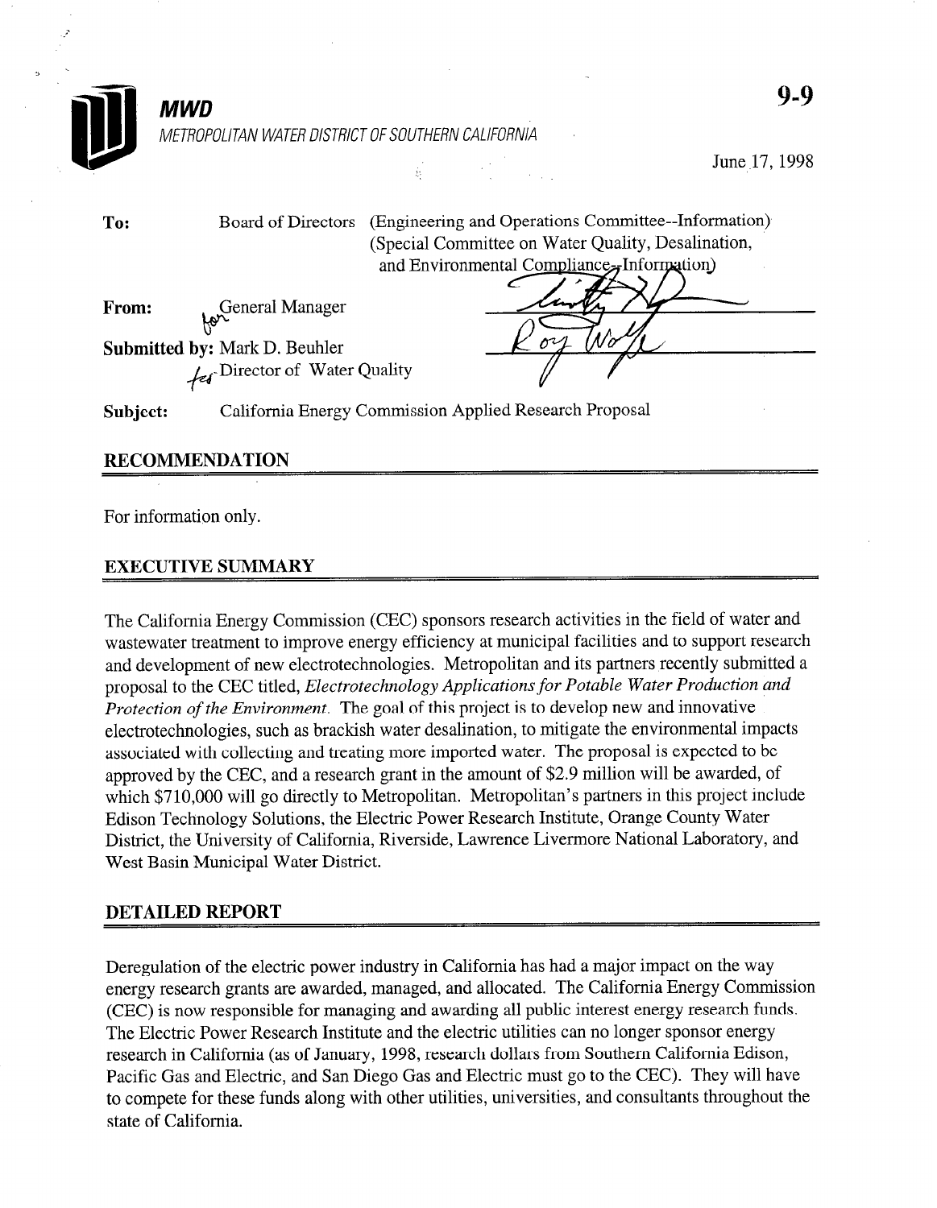# MWD

METROPOLITAN WATER DISTRICT OF SOUTHERN CALIFORNIA

9-9

June 17, 1998

**To:** Board of Directors (Engineering and Operations Committee--Information)
(Special Committee on Water Quality, Desalination, and Environmental Compliance--Information)

**From:** for General Manager

**Submitted by:** Mark D. Beuhler
for Director of Water Quality

**Subject:** California Energy Commission Applied Research Proposal

## RECOMMENDATION

For information only.

## EXECUTIVE SUMMARY

The California Energy Commission (CEC) sponsors research activities in the field of water and wastewater treatment to improve energy efficiency at municipal facilities and to support research and development of new electrotechnologies. Metropolitan and its partners recently submitted a proposal to the CEC titled, *Electrotechnology Applications for Potable Water Production and Protection of the Environment*. The goal of this project is to develop new and innovative electrotechnologies, such as brackish water desalination, to mitigate the environmental impacts associated with collecting and treating more imported water. The proposal is expected to be approved by the CEC, and a research grant in the amount of $2.9 million will be awarded, of which $710,000 will go directly to Metropolitan. Metropolitan's partners in this project include Edison Technology Solutions, the Electric Power Research Institute, Orange County Water District, the University of California, Riverside, Lawrence Livermore National Laboratory, and West Basin Municipal Water District.

## DETAILED REPORT

Deregulation of the electric power industry in California has had a major impact on the way energy research grants are awarded, managed, and allocated. The California Energy Commission (CEC) is now responsible for managing and awarding all public interest energy research funds. The Electric Power Research Institute and the electric utilities can no longer sponsor energy research in California (as of January, 1998, research dollars from Southern California Edison, Pacific Gas and Electric, and San Diego Gas and Electric must go to the CEC). They will have to compete for these funds along with other utilities, universities, and consultants throughout the state of California.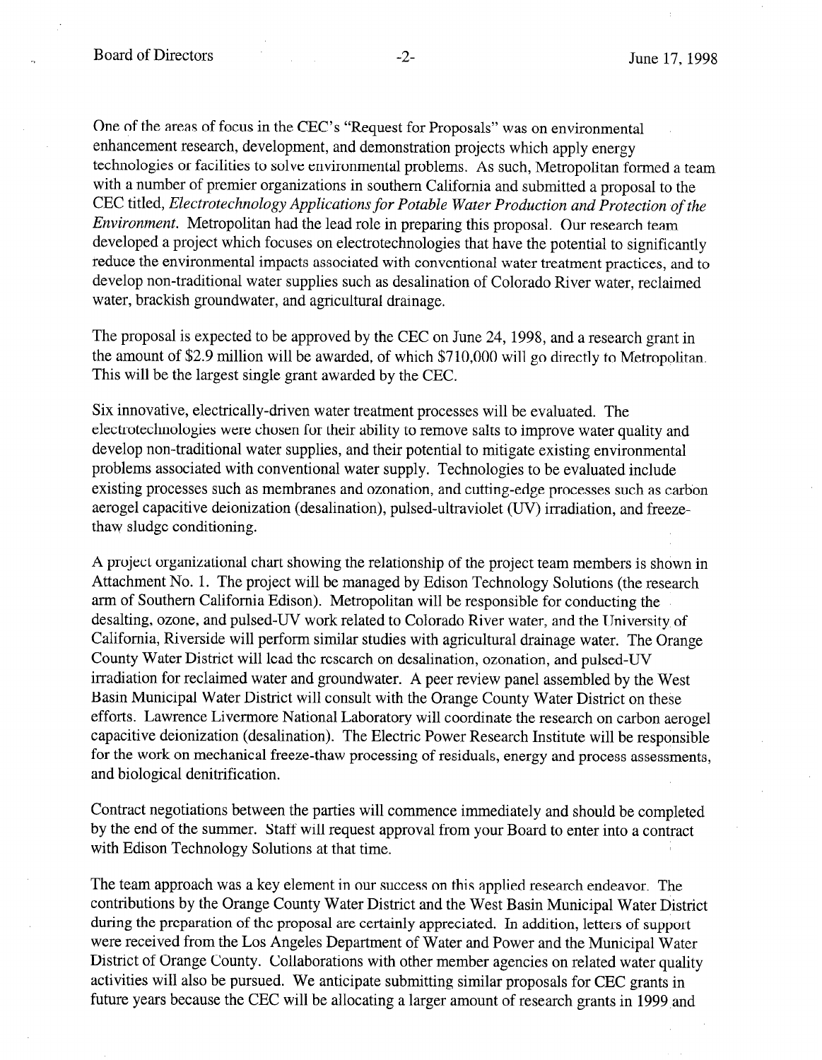One of the areas of focus in the CEC's "Request for Proposals" was on environmental enhancement research, development, and demonstration projects which apply energy technologies or facilities to solve environmental problems. As such, Metropolitan formed a team with a number of premier organizations in southern California and submitted a proposal to the CEC titled, *Electrotechnology Applications for Potable Water Production and Protection of the Environment*. Metropolitan had the lead role in preparing this proposal. Our research team developed a project which focuses on electrotechnologies that have the potential to significantly reduce the environmental impacts associated with conventional water treatment practices, and to develop non-traditional water supplies such as desalination of Colorado River water, reclaimed water, brackish groundwater, and agricultural drainage.

The proposal is expected to be approved by the CEC on June 24, 1998, and a research grant in the amount of $2.9 million will be awarded, of which $710,000 will go directly to Metropolitan. This will be the largest single grant awarded by the CEC.

Six innovative, electrically-driven water treatment processes will be evaluated. The electrotechnologies were chosen for their ability to remove salts to improve water quality and develop non-traditional water supplies, and their potential to mitigate existing environmental problems associated with conventional water supply. Technologies to be evaluated include existing processes such as membranes and ozonation, and cutting-edge processes such as carbon aerogel capacitive deionization (desalination), pulsed-ultraviolet (UV) irradiation, and freeze-thaw sludge conditioning.

A project organizational chart showing the relationship of the project team members is shown in Attachment No. 1. The project will be managed by Edison Technology Solutions (the research arm of Southern California Edison). Metropolitan will be responsible for conducting the desalting, ozone, and pulsed-UV work related to Colorado River water, and the University of California, Riverside will perform similar studies with agricultural drainage water. The Orange County Water District will lead the research on desalination, ozonation, and pulsed-UV irradiation for reclaimed water and groundwater. A peer review panel assembled by the West Basin Municipal Water District will consult with the Orange County Water District on these efforts. Lawrence Livermore National Laboratory will coordinate the research on carbon aerogel capacitive deionization (desalination). The Electric Power Research Institute will be responsible for the work on mechanical freeze-thaw processing of residuals, energy and process assessments, and biological denitrification.

Contract negotiations between the parties will commence immediately and should be completed by the end of the summer. Staff will request approval from your Board to enter into a contract with Edison Technology Solutions at that time.

The team approach was a key element in our success on this applied research endeavor. The contributions by the Orange County Water District and the West Basin Municipal Water District during the preparation of the proposal are certainly appreciated. In addition, letters of support were received from the Los Angeles Department of Water and Power and the Municipal Water District of Orange County. Collaborations with other member agencies on related water quality activities will also be pursued. We anticipate submitting similar proposals for CEC grants in future years because the CEC will be allocating a larger amount of research grants in 1999 and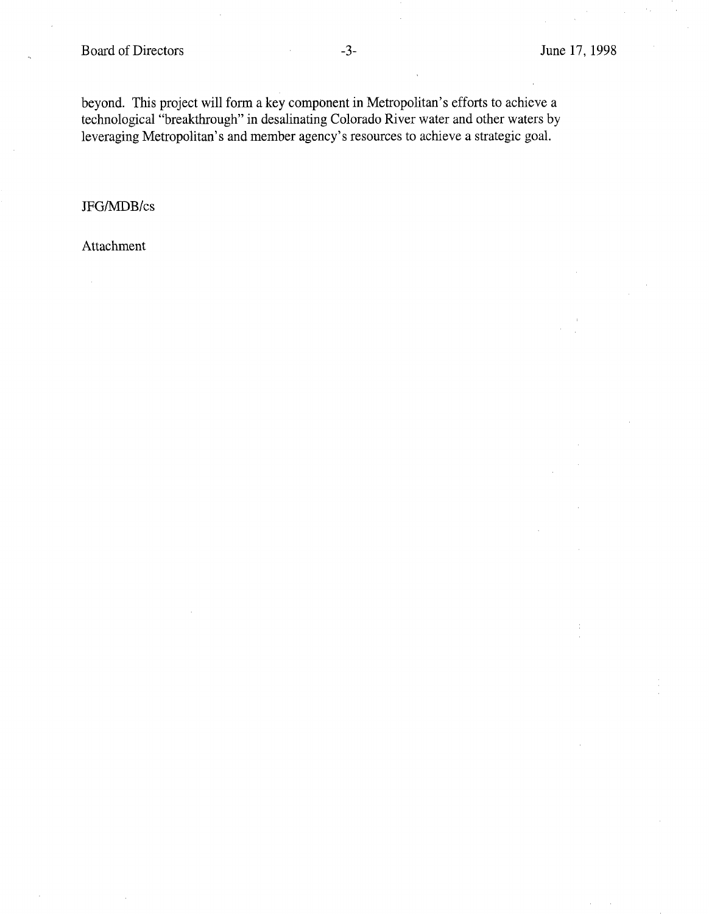beyond. This project will form a key component in Metropolitan's efforts to achieve a technological "breakthrough" in desalinating Colorado River water and other waters by leveraging Metropolitan's and member agency's resources to achieve a strategic goal.

JFG/MDB/cs

Attachment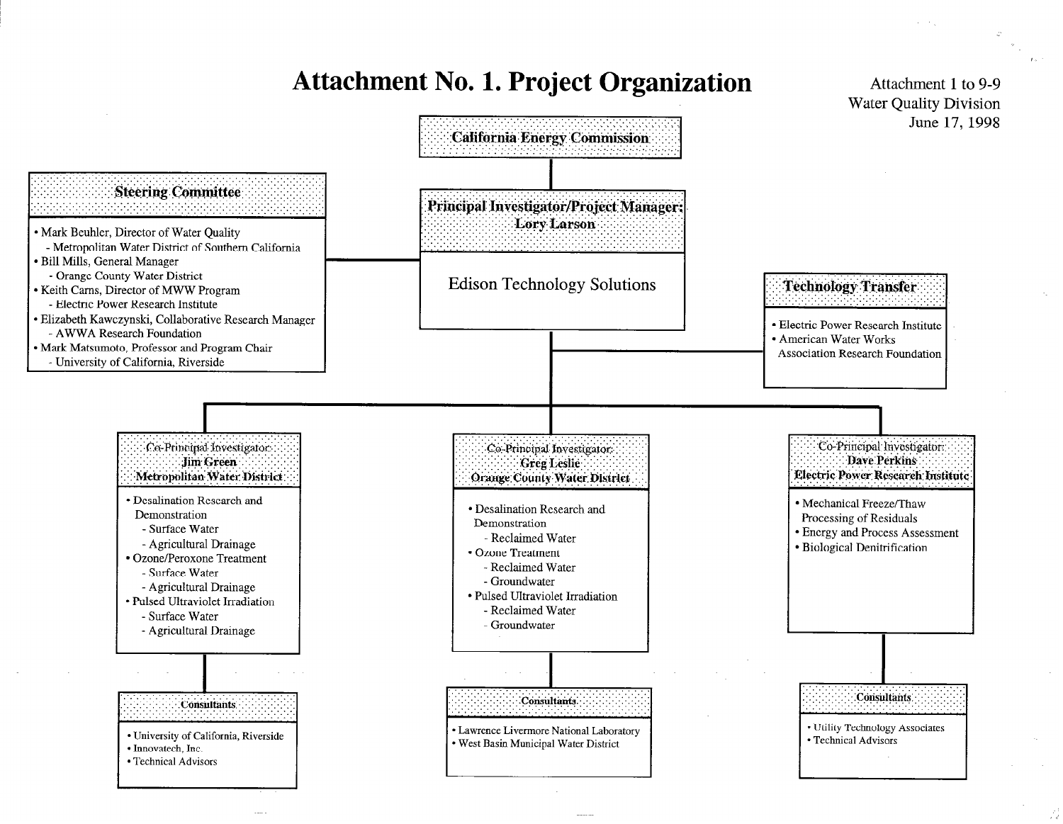# Attachment No. 1. Project Organization

Attachment 1 to 9-9
Water Quality Division
June 17, 1998

**California Energy Commission**

**Principal Investigator/Project Manager: Lory Larson**

Edison Technology Solutions

**Steering Committee**

- Mark Beuhler, Director of Water Quality
  - Metropolitan Water District of Southern California
- Bill Mills, General Manager
  - Orange County Water District
- Keith Carns, Director of MWW Program
  - Electric Power Research Institute
- Elizabeth Kawczynski, Collaborative Research Manager
  - AWWA Research Foundation
- Mark Matsumoto, Professor and Program Chair
  - University of California, Riverside

**Technology Transfer**

- Electric Power Research Institute
- American Water Works Association Research Foundation

**Co-Principal Investigator: Jim Green, Metropolitan Water District**

- Desalination Research and Demonstration
  - Surface Water
  - Agricultural Drainage
- Ozone/Peroxone Treatment
  - Surface Water
  - Agricultural Drainage
- Pulsed Ultraviolet Irradiation
  - Surface Water
  - Agricultural Drainage

**Consultants**

- University of California, Riverside
- Innovatech, Inc.
- Technical Advisors

**Co-Principal Investigator: Greg Leslie, Orange County Water District**

- Desalination Research and Demonstration
  - Reclaimed Water
- Ozone Treatment
  - Reclaimed Water
  - Groundwater
- Pulsed Ultraviolet Irradiation
  - Reclaimed Water
  - Groundwater

**Consultants**

- Lawrence Livermore National Laboratory
- West Basin Municipal Water District

**Co-Principal Investigator: Dave Perkins, Electric Power Research Institute**

- Mechanical Freeze/Thaw Processing of Residuals
- Energy and Process Assessment
- Biological Denitrification

**Consultants**

- Utility Technology Associates
- Technical Advisors